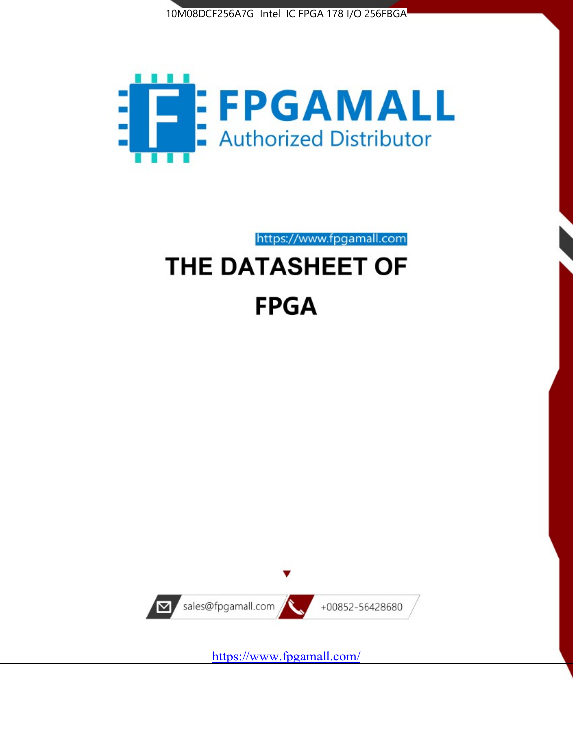10M08DCF256A7G Intel IC FPGA 178 I/O 256FBGA

FPGAMALL

Authorized Distributor

https://www.fpgamall.com

# THE DATASHEET OF

# FPGA

sales@fpgamall.com

+00852-56428680

https://www.fpgamall.com/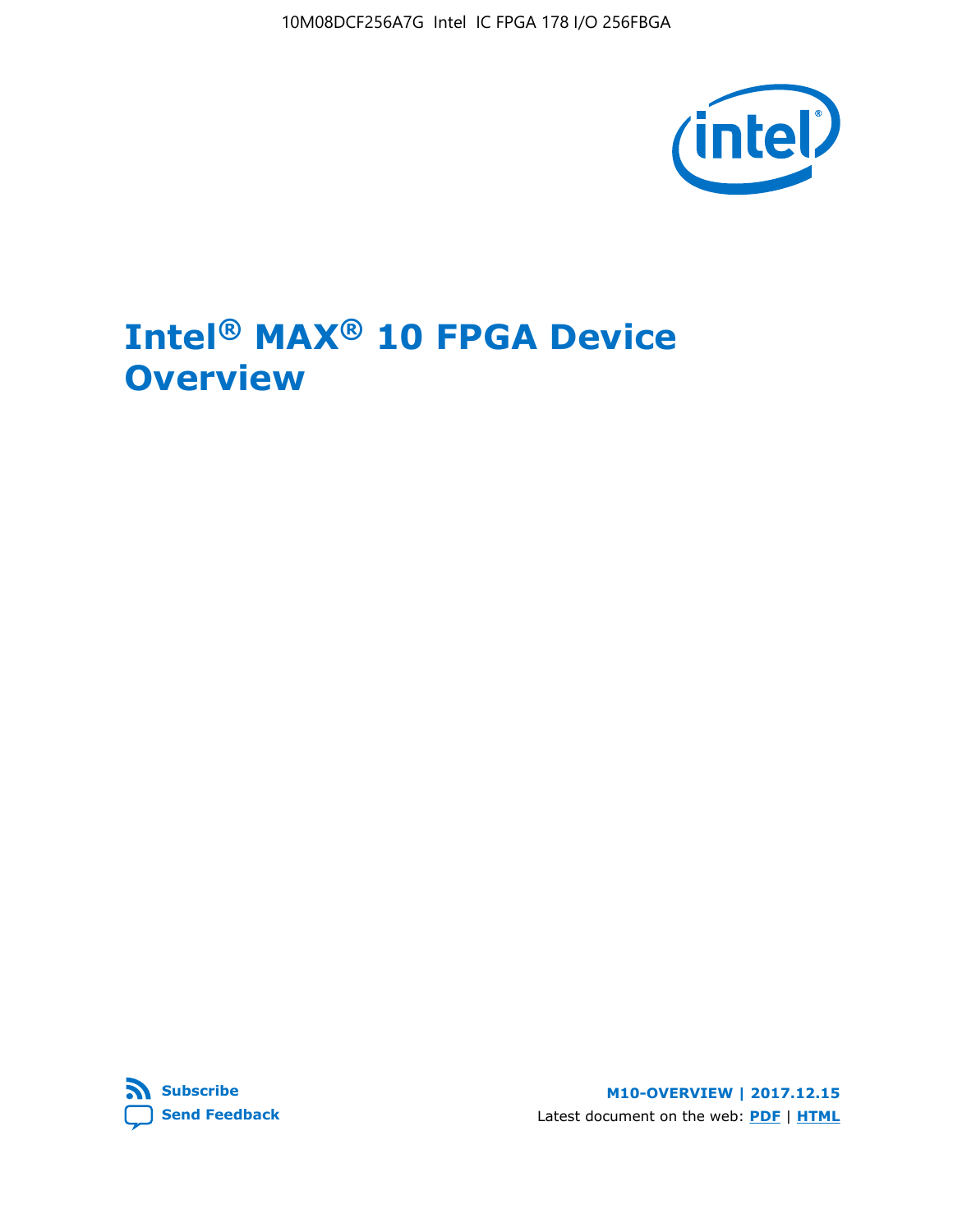# Intel® MAX® 10 FPGA Device Overview

Subscribe

Send Feedback

M10-OVERVIEW | 2017.12.15

Latest document on the web: PDF | HTML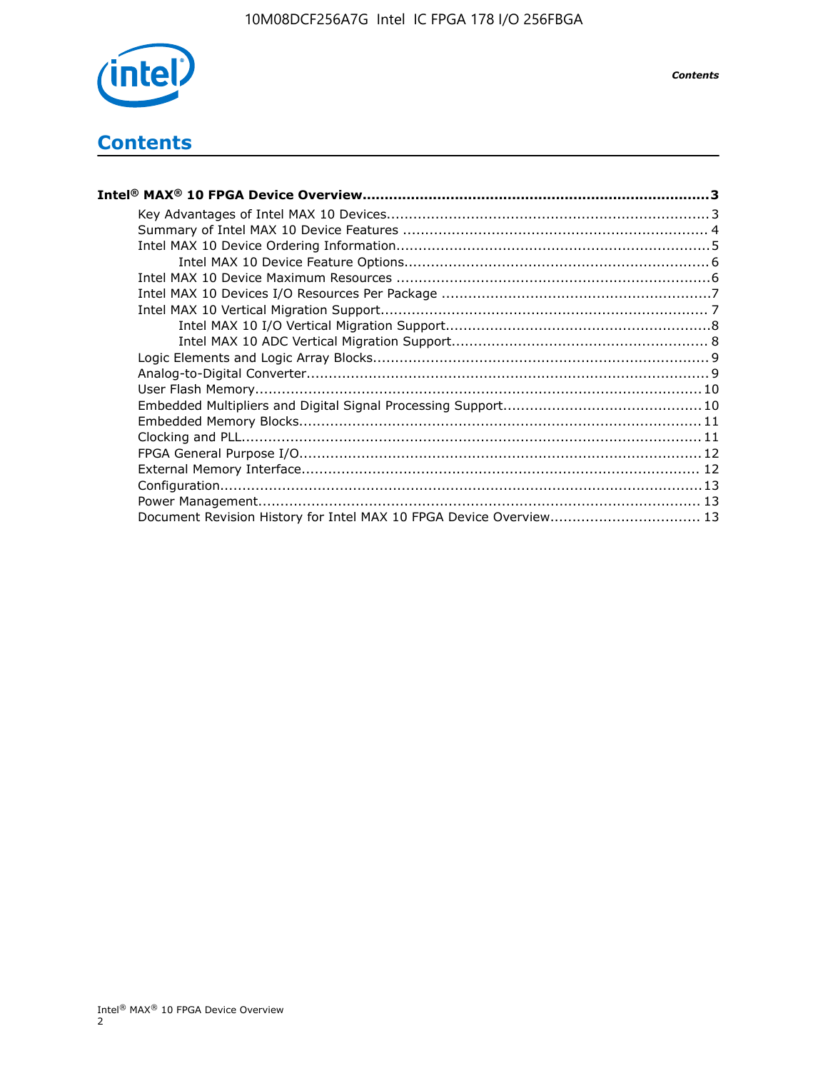# Contents

**Intel® MAX® 10 FPGA Device Overview....................................................................3**

- Key Advantages of Intel MAX 10 Devices........................................................................3
- Summary of Intel MAX 10 Device Features ....................................................................4
- Intel MAX 10 Device Ordering Information......................................................................5
    - Intel MAX 10 Device Feature Options.....................................................................6
- Intel MAX 10 Device Maximum Resources ......................................................................6
- Intel MAX 10 Devices I/O Resources Per Package ............................................................7
- Intel MAX 10 Vertical Migration Support.........................................................................7
    - Intel MAX 10 I/O Vertical Migration Support............................................................8
    - Intel MAX 10 ADC Vertical Migration Support..........................................................8
- Logic Elements and Logic Array Blocks...........................................................................9
- Analog-to-Digital Converter..........................................................................................9
- User Flash Memory....................................................................................................10
- Embedded Multipliers and Digital Signal Processing Support............................................10
- Embedded Memory Blocks..........................................................................................11
- Clocking and PLL.......................................................................................................11
- FPGA General Purpose I/O..........................................................................................12
- External Memory Interface.........................................................................................12
- Configuration............................................................................................................13
- Power Management...................................................................................................13
- Document Revision History for Intel MAX 10 FPGA Device Overview.................................13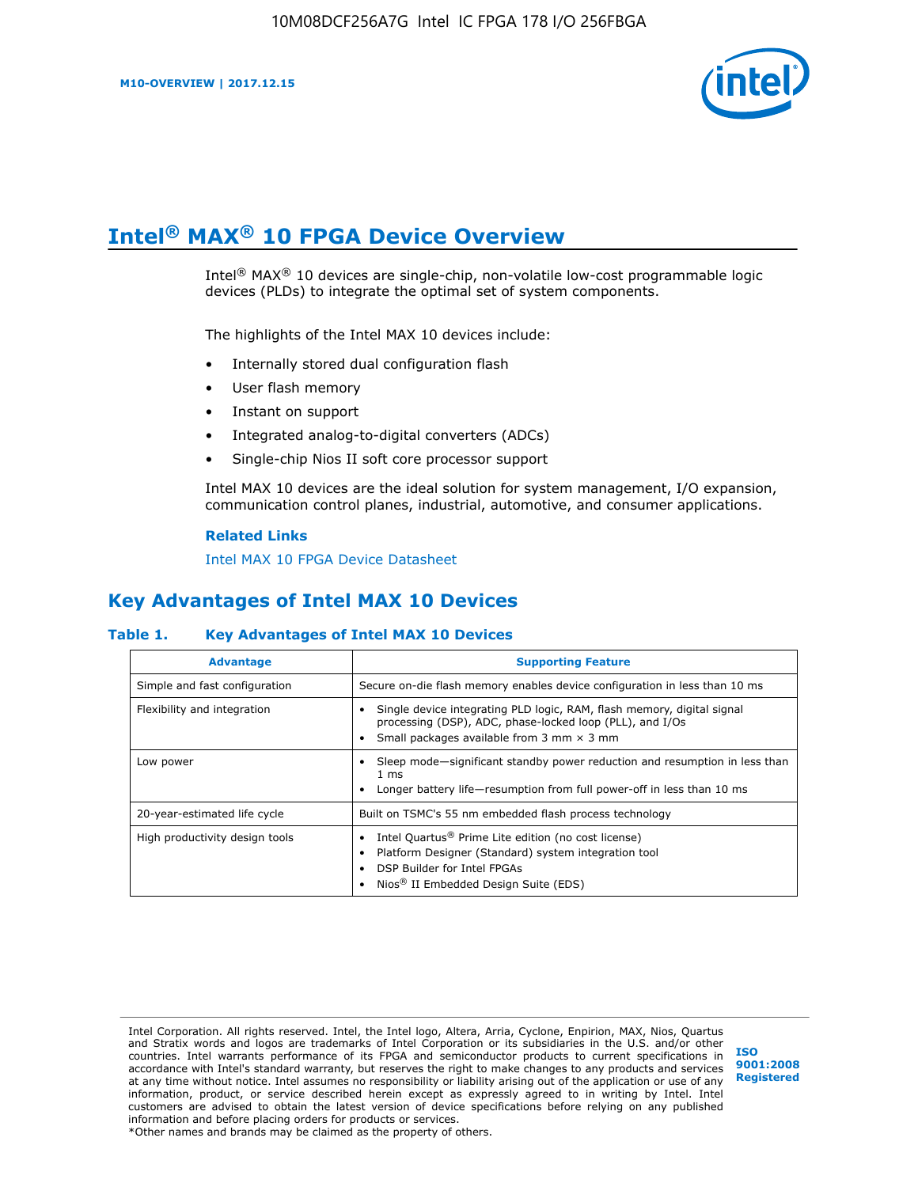# Intel® MAX® 10 FPGA Device Overview

Intel® MAX® 10 devices are single-chip, non-volatile low-cost programmable logic devices (PLDs) to integrate the optimal set of system components.

The highlights of the Intel MAX 10 devices include:

- Internally stored dual configuration flash
- User flash memory
- Instant on support
- Integrated analog-to-digital converters (ADCs)
- Single-chip Nios II soft core processor support

Intel MAX 10 devices are the ideal solution for system management, I/O expansion, communication control planes, industrial, automotive, and consumer applications.

**Related Links**

Intel MAX 10 FPGA Device Datasheet

## Key Advantages of Intel MAX 10 Devices

**Table 1. Key Advantages of Intel MAX 10 Devices**

| Advantage | Supporting Feature |
| --- | --- |
| Simple and fast configuration | Secure on-die flash memory enables device configuration in less than 10 ms |
| Flexibility and integration | • Single device integrating PLD logic, RAM, flash memory, digital signal processing (DSP), ADC, phase-locked loop (PLL), and I/Os<br>• Small packages available from 3 mm × 3 mm |
| Low power | • Sleep mode—significant standby power reduction and resumption in less than 1 ms<br>• Longer battery life—resumption from full power-off in less than 10 ms |
| 20-year-estimated life cycle | Built on TSMC's 55 nm embedded flash process technology |
| High productivity design tools | • Intel Quartus® Prime Lite edition (no cost license)<br>• Platform Designer (Standard) system integration tool<br>• DSP Builder for Intel FPGAs<br>• Nios® II Embedded Design Suite (EDS) |

Intel Corporation. All rights reserved. Intel, the Intel logo, Altera, Arria, Cyclone, Enpirion, MAX, Nios, Quartus and Stratix words and logos are trademarks of Intel Corporation or its subsidiaries in the U.S. and/or other countries. Intel warrants performance of its FPGA and semiconductor products to current specifications in accordance with Intel's standard warranty, but reserves the right to make changes to any products and services at any time without notice. Intel assumes no responsibility or liability arising out of the application or use of any information, product, or service described herein except as expressly agreed to in writing by Intel. Intel customers are advised to obtain the latest version of device specifications before relying on any published information and before placing orders for products or services.
*Other names and brands may be claimed as the property of others.

ISO 9001:2008 Registered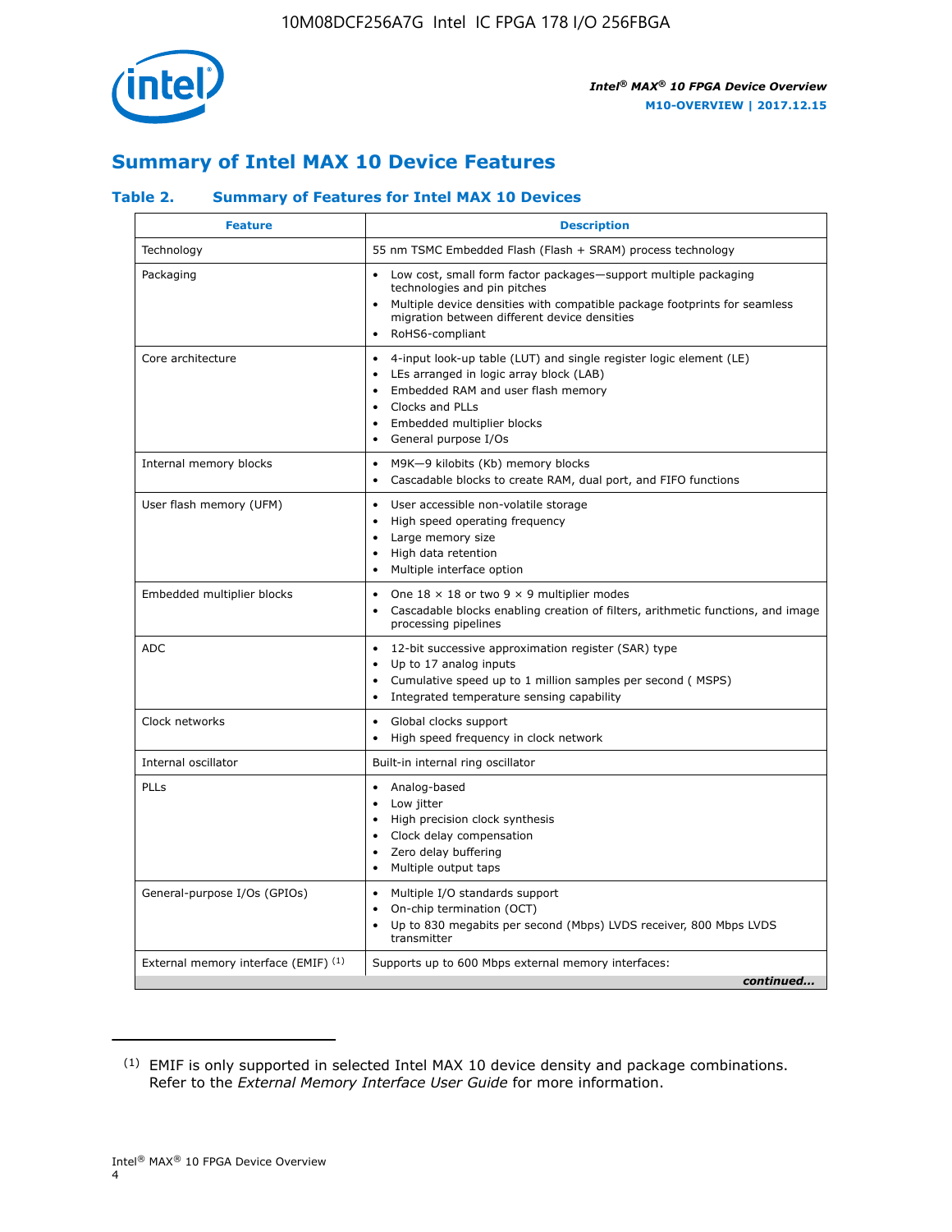## Summary of Intel MAX 10 Device Features

### Table 2. Summary of Features for Intel MAX 10 Devices

| Feature | Description |
|---|---|
| Technology | 55 nm TSMC Embedded Flash (Flash + SRAM) process technology |
| Packaging | • Low cost, small form factor packages—support multiple packaging technologies and pin pitches<br>• Multiple device densities with compatible package footprints for seamless migration between different device densities<br>• RoHS6-compliant |
| Core architecture | • 4-input look-up table (LUT) and single register logic element (LE)<br>• LEs arranged in logic array block (LAB)<br>• Embedded RAM and user flash memory<br>• Clocks and PLLs<br>• Embedded multiplier blocks<br>• General purpose I/Os |
| Internal memory blocks | • M9K—9 kilobits (Kb) memory blocks<br>• Cascadable blocks to create RAM, dual port, and FIFO functions |
| User flash memory (UFM) | • User accessible non-volatile storage<br>• High speed operating frequency<br>• Large memory size<br>• High data retention<br>• Multiple interface option |
| Embedded multiplier blocks | • One 18 × 18 or two 9 × 9 multiplier modes<br>• Cascadable blocks enabling creation of filters, arithmetic functions, and image processing pipelines |
| ADC | • 12-bit successive approximation register (SAR) type<br>• Up to 17 analog inputs<br>• Cumulative speed up to 1 million samples per second ( MSPS)<br>• Integrated temperature sensing capability |
| Clock networks | • Global clocks support<br>• High speed frequency in clock network |
| Internal oscillator | Built-in internal ring oscillator |
| PLLs | • Analog-based<br>• Low jitter<br>• High precision clock synthesis<br>• Clock delay compensation<br>• Zero delay buffering<br>• Multiple output taps |
| General-purpose I/Os (GPIOs) | • Multiple I/O standards support<br>• On-chip termination (OCT)<br>• Up to 830 megabits per second (Mbps) LVDS receiver, 800 Mbps LVDS transmitter |
| External memory interface (EMIF) [1] | Supports up to 600 Mbps external memory interfaces: |

*continued...*

[1] EMIF is only supported in selected Intel MAX 10 device density and package combinations. Refer to the *External Memory Interface User Guide* for more information.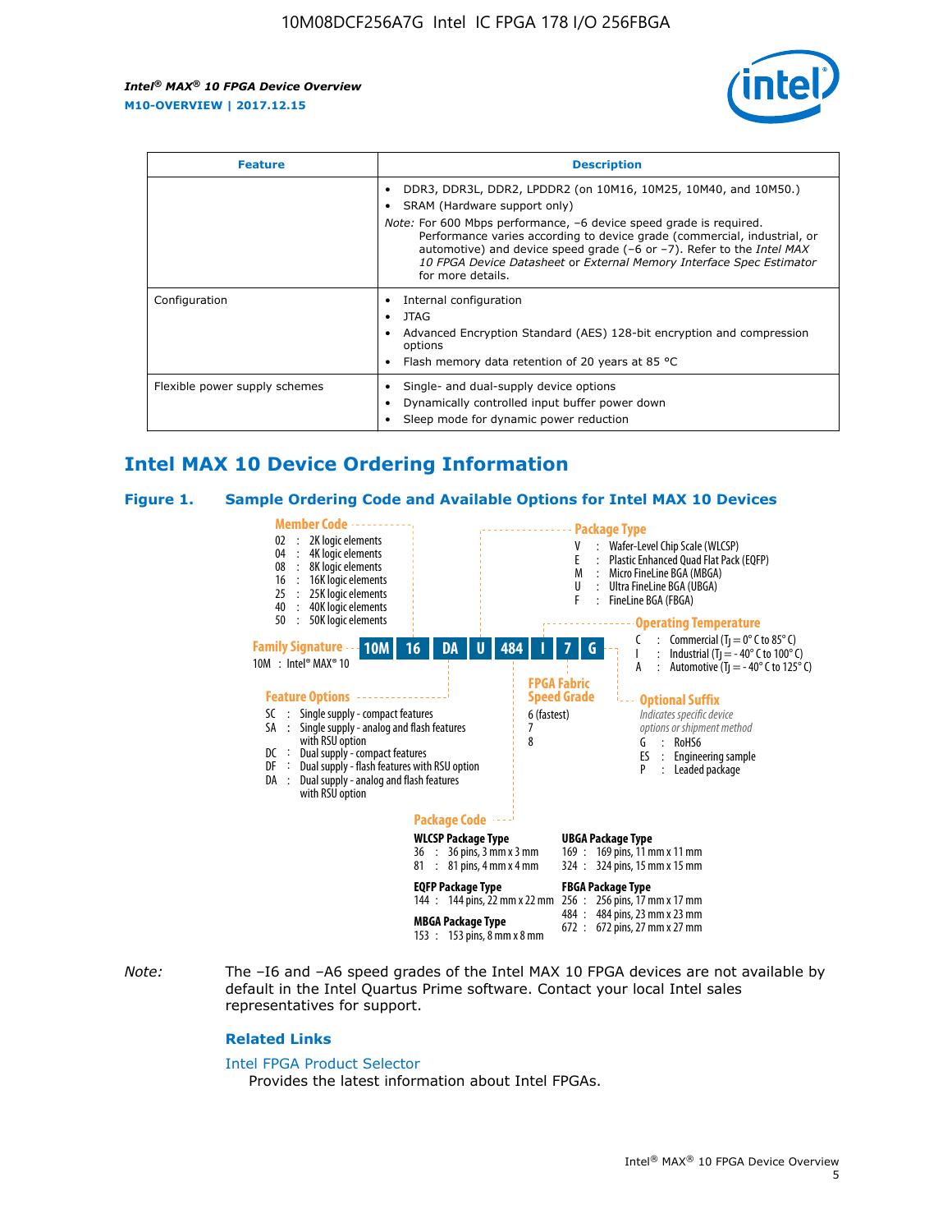| Feature | Description |
|---|---|
| | • DDR3, DDR3L, DDR2, LPDDR2 (on 10M16, 10M25, 10M40, and 10M50.)<br>• SRAM (Hardware support only)<br>*Note:* For 600 Mbps performance, –6 device speed grade is required. Performance varies according to device grade (commercial, industrial, or automotive) and device speed grade (–6 or –7). Refer to the *Intel MAX 10 FPGA Device Datasheet* or *External Memory Interface Spec Estimator* for more details. |
| Configuration | • Internal configuration<br>• JTAG<br>• Advanced Encryption Standard (AES) 128-bit encryption and compression options<br>• Flash memory data retention of 20 years at 85 °C |
| Flexible power supply schemes | • Single- and dual-supply device options<br>• Dynamically controlled input buffer power down<br>• Sleep mode for dynamic power reduction |

## Intel MAX 10 Device Ordering Information

### Figure 1. Sample Ordering Code and Available Options for Intel MAX 10 Devices

Example ordering code: 10M 16 DA U 484 I 7 G

**Family Signature**
10M : Intel® MAX® 10

**Member Code**
- 02 : 2K logic elements
- 04 : 4K logic elements
- 08 : 8K logic elements
- 16 : 16K logic elements
- 25 : 25K logic elements
- 40 : 40K logic elements
- 50 : 50K logic elements

**Feature Options**
- SC : Single supply - compact features
- SA : Single supply - analog and flash features with RSU option
- DC : Dual supply - compact features
- DF : Dual supply - flash features with RSU option
- DA : Dual supply - analog and flash features with RSU option

**Package Type**
- V : Wafer-Level Chip Scale (WLCSP)
- E : Plastic Enhanced Quad Flat Pack (EQFP)
- M : Micro FineLine BGA (MBGA)
- U : Ultra FineLine BGA (UBGA)
- F : FineLine BGA (FBGA)

**Package Code**

WLCSP Package Type
- 36 : 36 pins, 3 mm x 3 mm
- 81 : 81 pins, 4 mm x 4 mm

EQFP Package Type
- 144 : 144 pins, 22 mm x 22 mm

MBGA Package Type
- 153 : 153 pins, 8 mm x 8 mm

UBGA Package Type
- 169 : 169 pins, 11 mm x 11 mm
- 324 : 324 pins, 15 mm x 15 mm

FBGA Package Type
- 256 : 256 pins, 17 mm x 17 mm
- 484 : 484 pins, 23 mm x 23 mm
- 672 : 672 pins, 27 mm x 27 mm

**Operating Temperature**
- C : Commercial ($T_J$ = 0° C to 85° C)
- I : Industrial ($T_J$ = - 40° C to 100° C)
- A : Automotive ($T_J$ = - 40° C to 125° C)

**FPGA Fabric Speed Grade**
- 6 (fastest)
- 7
- 8

**Optional Suffix**
*Indicates specific device options or shipment method*
- G : RoHS6
- ES : Engineering sample
- P : Leaded package

*Note:* The –I6 and –A6 speed grades of the Intel MAX 10 FPGA devices are not available by default in the Intel Quartus Prime software. Contact your local Intel sales representatives for support.

#### Related Links

Intel FPGA Product Selector
Provides the latest information about Intel FPGAs.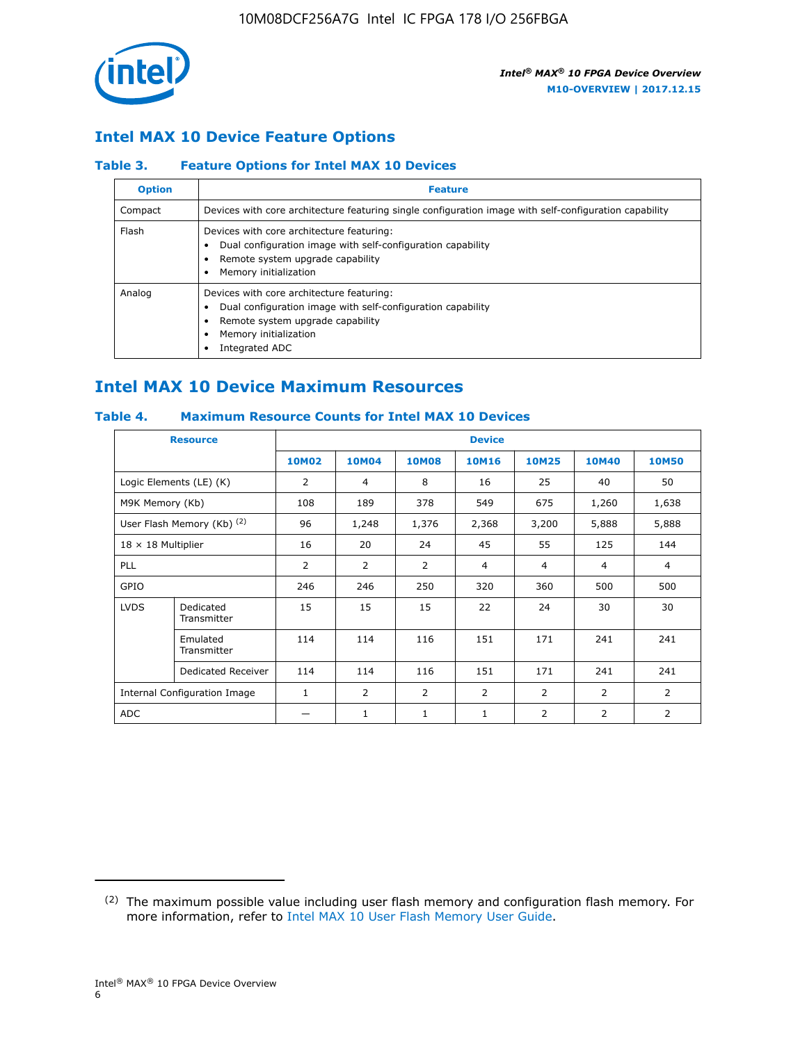## Intel MAX 10 Device Feature Options

### Table 3. Feature Options for Intel MAX 10 Devices

| Option | Feature |
|---|---|
| Compact | Devices with core architecture featuring single configuration image with self-configuration capability |
| Flash | Devices with core architecture featuring:<br>• Dual configuration image with self-configuration capability<br>• Remote system upgrade capability<br>• Memory initialization |
| Analog | Devices with core architecture featuring:<br>• Dual configuration image with self-configuration capability<br>• Remote system upgrade capability<br>• Memory initialization<br>• Integrated ADC |

## Intel MAX 10 Device Maximum Resources

### Table 4. Maximum Resource Counts for Intel MAX 10 Devices

| Resource | | Device | | | | | | |
|---|---|---|---|---|---|---|---|---|
| | | 10M02 | 10M04 | 10M08 | 10M16 | 10M25 | 10M40 | 10M50 |
| Logic Elements (LE) (K) | | 2 | 4 | 8 | 16 | 25 | 40 | 50 |
| M9K Memory (Kb) | | 108 | 189 | 378 | 549 | 675 | 1,260 | 1,638 |
| User Flash Memory (Kb) (2) | | 96 | 1,248 | 1,376 | 2,368 | 3,200 | 5,888 | 5,888 |
| 18 × 18 Multiplier | | 16 | 20 | 24 | 45 | 55 | 125 | 144 |
| PLL | | 2 | 2 | 2 | 4 | 4 | 4 | 4 |
| GPIO | | 246 | 246 | 250 | 320 | 360 | 500 | 500 |
| LVDS | Dedicated Transmitter | 15 | 15 | 15 | 22 | 24 | 30 | 30 |
| | Emulated Transmitter | 114 | 114 | 116 | 151 | 171 | 241 | 241 |
| | Dedicated Receiver | 114 | 114 | 116 | 151 | 171 | 241 | 241 |
| Internal Configuration Image | | 1 | 2 | 2 | 2 | 2 | 2 | 2 |
| ADC | | — | 1 | 1 | 1 | 2 | 2 | 2 |

(2) The maximum possible value including user flash memory and configuration flash memory. For more information, refer to Intel MAX 10 User Flash Memory User Guide.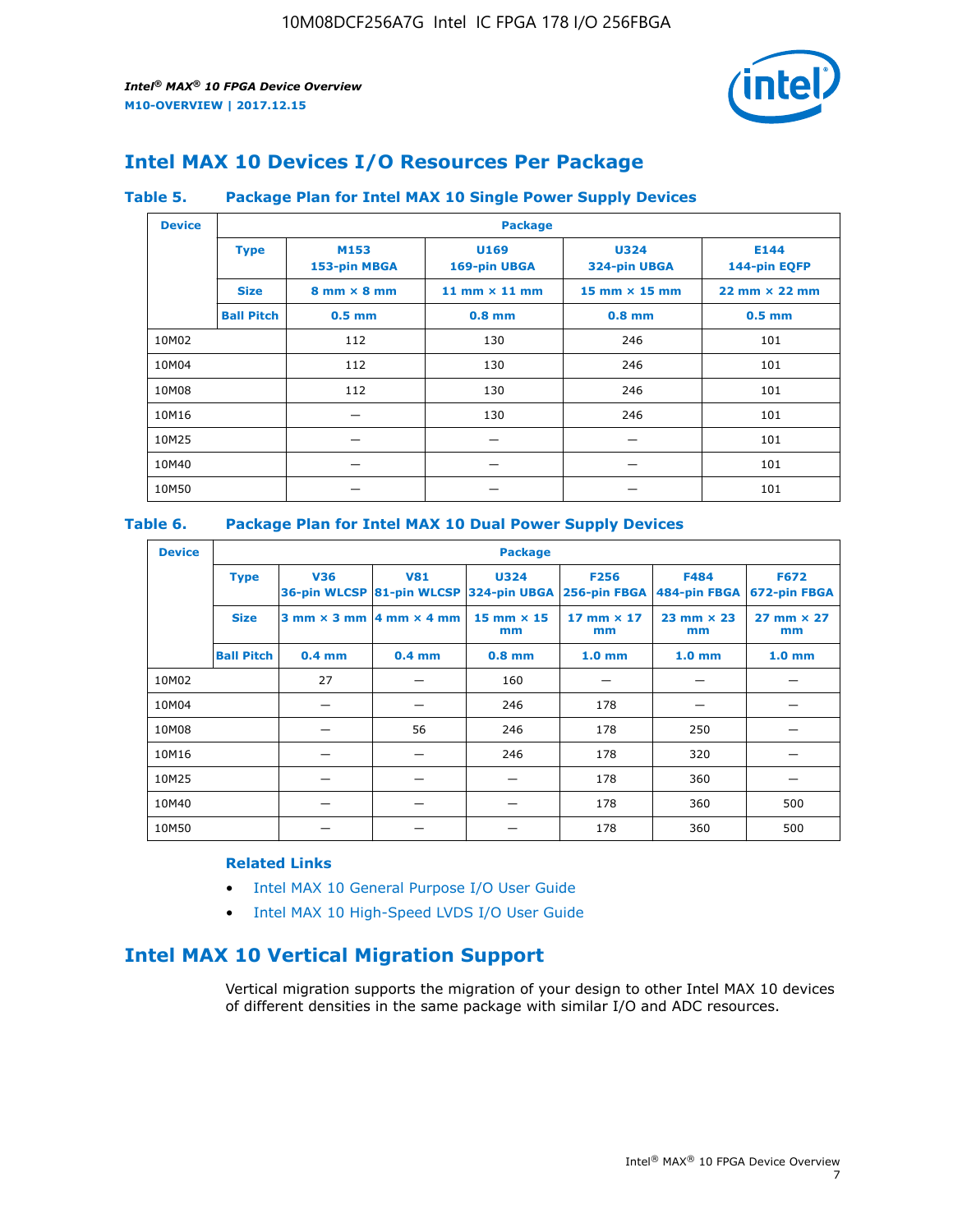# Intel MAX 10 Devices I/O Resources Per Package

### Table 5. Package Plan for Intel MAX 10 Single Power Supply Devices

| Device | Package | | | | |
|---|---|---|---|---|---|
| | **Type** | **M153 153-pin MBGA** | **U169 169-pin UBGA** | **U324 324-pin UBGA** | **E144 144-pin EQFP** |
| | **Size** | **8 mm × 8 mm** | **11 mm × 11 mm** | **15 mm × 15 mm** | **22 mm × 22 mm** |
| | **Ball Pitch** | **0.5 mm** | **0.8 mm** | **0.8 mm** | **0.5 mm** |
| 10M02 | | 112 | 130 | 246 | 101 |
| 10M04 | | 112 | 130 | 246 | 101 |
| 10M08 | | 112 | 130 | 246 | 101 |
| 10M16 | | — | 130 | 246 | 101 |
| 10M25 | | — | — | — | 101 |
| 10M40 | | — | — | — | 101 |
| 10M50 | | — | — | — | 101 |

### Table 6. Package Plan for Intel MAX 10 Dual Power Supply Devices

| Device | Package | | | | | | |
|---|---|---|---|---|---|---|---|
| | **Type** | **V36 36-pin WLCSP** | **V81 81-pin WLCSP** | **U324 324-pin UBGA** | **F256 256-pin FBGA** | **F484 484-pin FBGA** | **F672 672-pin FBGA** |
| | **Size** | **3 mm × 3 mm** | **4 mm × 4 mm** | **15 mm × 15 mm** | **17 mm × 17 mm** | **23 mm × 23 mm** | **27 mm × 27 mm** |
| | **Ball Pitch** | **0.4 mm** | **0.4 mm** | **0.8 mm** | **1.0 mm** | **1.0 mm** | **1.0 mm** |
| 10M02 | | 27 | — | 160 | — | — | — |
| 10M04 | | — | — | 246 | 178 | — | — |
| 10M08 | | — | 56 | 246 | 178 | 250 | — |
| 10M16 | | — | — | 246 | 178 | 320 | — |
| 10M25 | | — | — | — | 178 | 360 | — |
| 10M40 | | — | — | — | 178 | 360 | 500 |
| 10M50 | | — | — | — | 178 | 360 | 500 |

#### Related Links

- Intel MAX 10 General Purpose I/O User Guide
- Intel MAX 10 High-Speed LVDS I/O User Guide

# Intel MAX 10 Vertical Migration Support

Vertical migration supports the migration of your design to other Intel MAX 10 devices of different densities in the same package with similar I/O and ADC resources.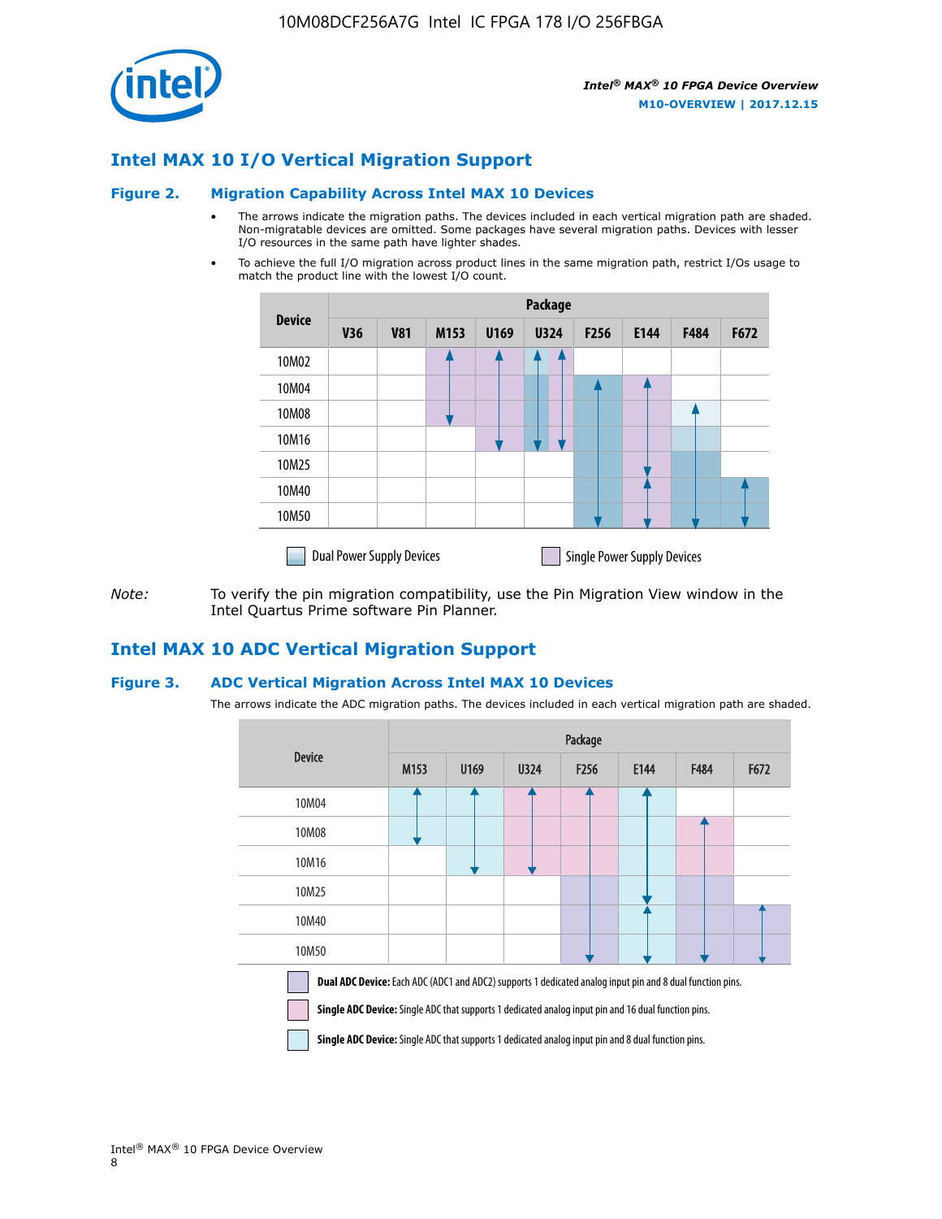## Intel MAX 10 I/O Vertical Migration Support

### Figure 2. Migration Capability Across Intel MAX 10 Devices

- The arrows indicate the migration paths. The devices included in each vertical migration path are shaded. Non-migratable devices are omitted. Some packages have several migration paths. Devices with lesser I/O resources in the same path have lighter shades.
- To achieve the full I/O migration across product lines in the same migration path, restrict I/Os usage to match the product line with the lowest I/O count.

| Device | Package | | | | | | | | |
|---|---|---|---|---|---|---|---|---|---|
| | V36 | V81 | M153 | U169 | U324 | F256 | E144 | F484 | F672 |
| 10M02 | | | | | | | | | |
| 10M04 | | | | | | | | | |
| 10M08 | | | | | | | | | |
| 10M16 | | | | | | | | | |
| 10M25 | | | | | | | | | |
| 10M40 | | | | | | | | | |
| 10M50 | | | | | | | | | |

Dual Power Supply Devices    Single Power Supply Devices

*Note:* To verify the pin migration compatibility, use the Pin Migration View window in the Intel Quartus Prime software Pin Planner.

## Intel MAX 10 ADC Vertical Migration Support

### Figure 3. ADC Vertical Migration Across Intel MAX 10 Devices

The arrows indicate the ADC migration paths. The devices included in each vertical migration path are shaded.

| Device | Package | | | | | | |
|---|---|---|---|---|---|---|---|
| | M153 | U169 | U324 | F256 | E144 | F484 | F672 |
| 10M04 | | | | | | | |
| 10M08 | | | | | | | |
| 10M16 | | | | | | | |
| 10M25 | | | | | | | |
| 10M40 | | | | | | | |
| 10M50 | | | | | | | |

**Dual ADC Device:** Each ADC (ADC1 and ADC2) supports 1 dedicated analog input pin and 8 dual function pins.

**Single ADC Device:** Single ADC that supports 1 dedicated analog input pin and 16 dual function pins.

**Single ADC Device:** Single ADC that supports 1 dedicated analog input pin and 8 dual function pins.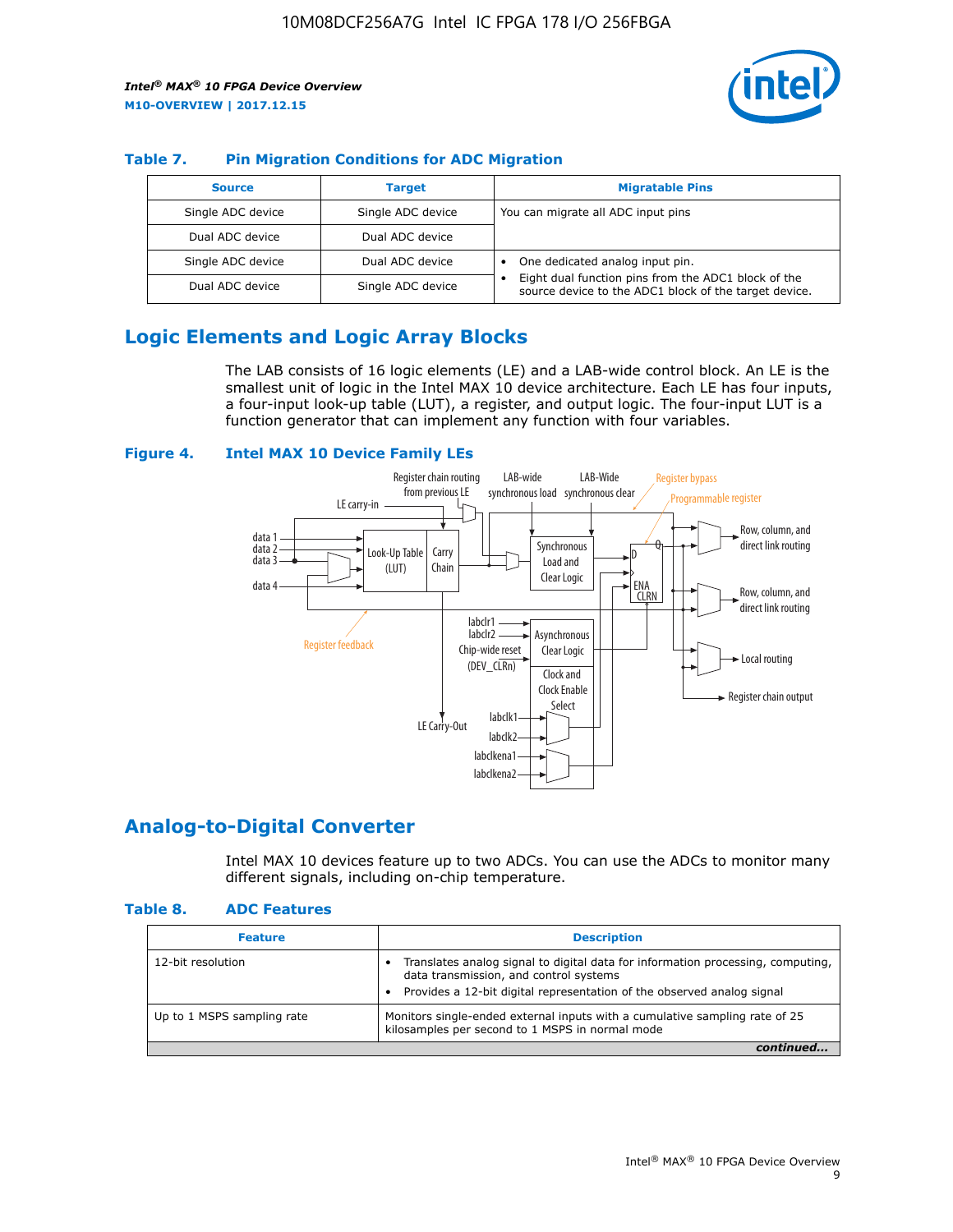### Table 7. Pin Migration Conditions for ADC Migration

| Source | Target | Migratable Pins |
|---|---|---|
| Single ADC device | Single ADC device | You can migrate all ADC input pins |
| Dual ADC device | Dual ADC device | |
| Single ADC device | Dual ADC device | • One dedicated analog input pin. • Eight dual function pins from the ADC1 block of the source device to the ADC1 block of the target device. |
| Dual ADC device | Single ADC device | |

## Logic Elements and Logic Array Blocks

The LAB consists of 16 logic elements (LE) and a LAB-wide control block. An LE is the smallest unit of logic in the Intel MAX 10 device architecture. Each LE has four inputs, a four-input look-up table (LUT), a register, and output logic. The four-input LUT is a function generator that can implement any function with four variables.

### Figure 4. Intel MAX 10 Device Family LEs

## Analog-to-Digital Converter

Intel MAX 10 devices feature up to two ADCs. You can use the ADCs to monitor many different signals, including on-chip temperature.

### Table 8. ADC Features

| Feature | Description |
|---|---|
| 12-bit resolution | • Translates analog signal to digital data for information processing, computing, data transmission, and control systems • Provides a 12-bit digital representation of the observed analog signal |
| Up to 1 MSPS sampling rate | Monitors single-ended external inputs with a cumulative sampling rate of 25 kilosamples per second to 1 MSPS in normal mode |

*continued...*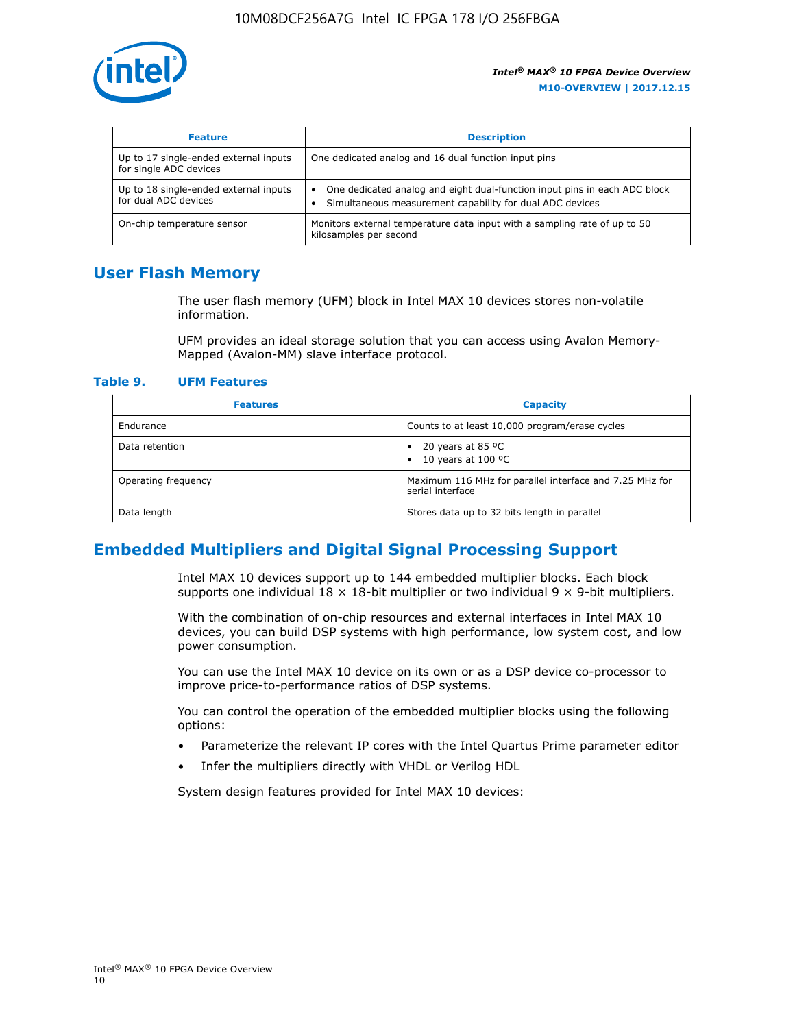| Feature | Description |
| --- | --- |
| Up to 17 single-ended external inputs for single ADC devices | One dedicated analog and 16 dual function input pins |
| Up to 18 single-ended external inputs for dual ADC devices | • One dedicated analog and eight dual-function input pins in each ADC block<br>• Simultaneous measurement capability for dual ADC devices |
| On-chip temperature sensor | Monitors external temperature data input with a sampling rate of up to 50 kilosamples per second |

## User Flash Memory

The user flash memory (UFM) block in Intel MAX 10 devices stores non-volatile information.

UFM provides an ideal storage solution that you can access using Avalon Memory-Mapped (Avalon-MM) slave interface protocol.

**Table 9. UFM Features**

| Features | Capacity |
| --- | --- |
| Endurance | Counts to at least 10,000 program/erase cycles |
| Data retention | • 20 years at 85 ºC<br>• 10 years at 100 ºC |
| Operating frequency | Maximum 116 MHz for parallel interface and 7.25 MHz for serial interface |
| Data length | Stores data up to 32 bits length in parallel |

## Embedded Multipliers and Digital Signal Processing Support

Intel MAX 10 devices support up to 144 embedded multiplier blocks. Each block supports one individual 18 × 18-bit multiplier or two individual 9 × 9-bit multipliers.

With the combination of on-chip resources and external interfaces in Intel MAX 10 devices, you can build DSP systems with high performance, low system cost, and low power consumption.

You can use the Intel MAX 10 device on its own or as a DSP device co-processor to improve price-to-performance ratios of DSP systems.

You can control the operation of the embedded multiplier blocks using the following options:

- Parameterize the relevant IP cores with the Intel Quartus Prime parameter editor
- Infer the multipliers directly with VHDL or Verilog HDL

System design features provided for Intel MAX 10 devices: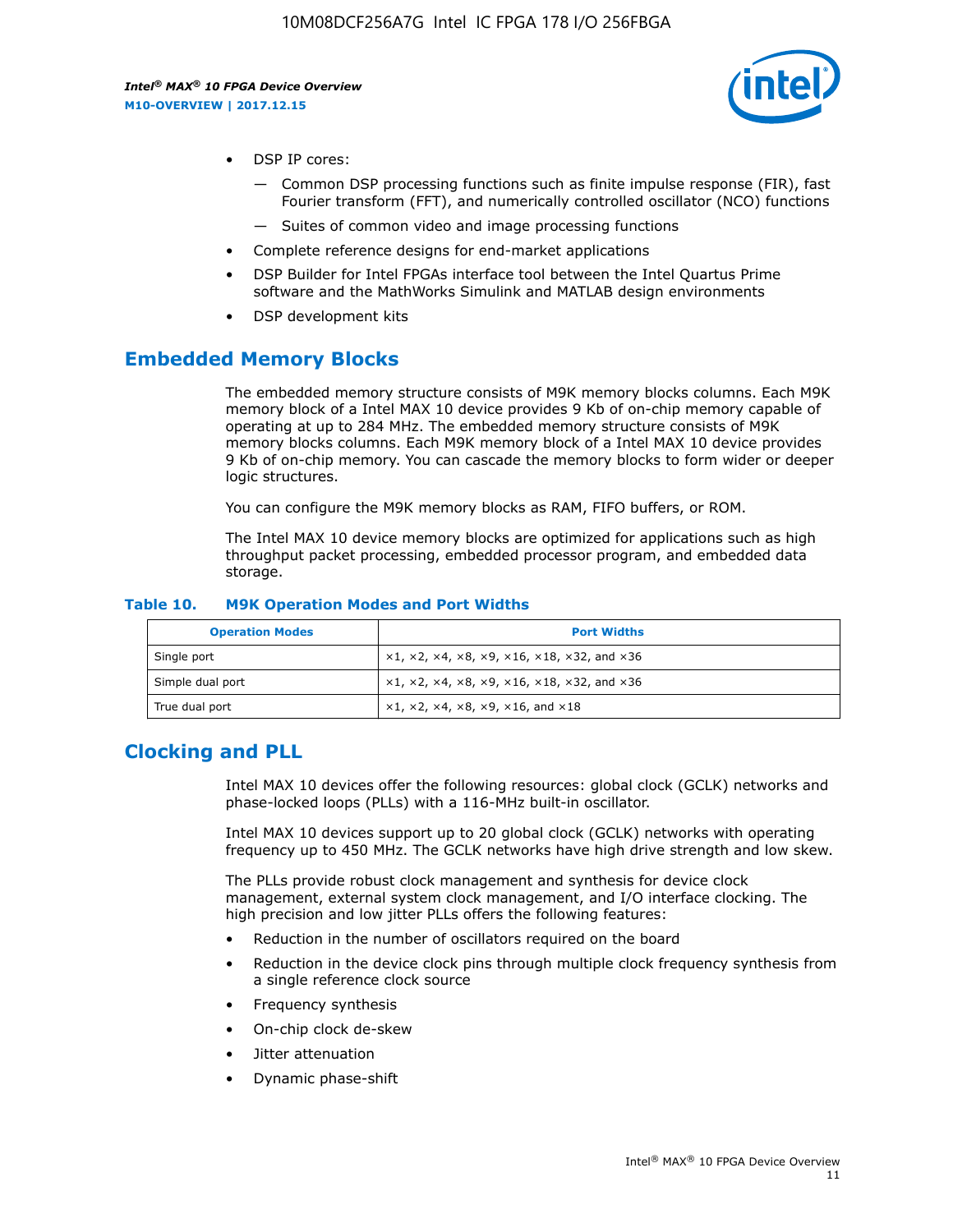- DSP IP cores:
    - — Common DSP processing functions such as finite impulse response (FIR), fast Fourier transform (FFT), and numerically controlled oscillator (NCO) functions
    - — Suites of common video and image processing functions
- Complete reference designs for end-market applications
- DSP Builder for Intel FPGAs interface tool between the Intel Quartus Prime software and the MathWorks Simulink and MATLAB design environments
- DSP development kits

## Embedded Memory Blocks

The embedded memory structure consists of M9K memory blocks columns. Each M9K memory block of a Intel MAX 10 device provides 9 Kb of on-chip memory capable of operating at up to 284 MHz. The embedded memory structure consists of M9K memory blocks columns. Each M9K memory block of a Intel MAX 10 device provides 9 Kb of on-chip memory. You can cascade the memory blocks to form wider or deeper logic structures.

You can configure the M9K memory blocks as RAM, FIFO buffers, or ROM.

The Intel MAX 10 device memory blocks are optimized for applications such as high throughput packet processing, embedded processor program, and embedded data storage.

**Table 10. M9K Operation Modes and Port Widths**

| Operation Modes | Port Widths |
| --- | --- |
| Single port | ×1, ×2, ×4, ×8, ×9, ×16, ×18, ×32, and ×36 |
| Simple dual port | ×1, ×2, ×4, ×8, ×9, ×16, ×18, ×32, and ×36 |
| True dual port | ×1, ×2, ×4, ×8, ×9, ×16, and ×18 |

## Clocking and PLL

Intel MAX 10 devices offer the following resources: global clock (GCLK) networks and phase-locked loops (PLLs) with a 116-MHz built-in oscillator.

Intel MAX 10 devices support up to 20 global clock (GCLK) networks with operating frequency up to 450 MHz. The GCLK networks have high drive strength and low skew.

The PLLs provide robust clock management and synthesis for device clock management, external system clock management, and I/O interface clocking. The high precision and low jitter PLLs offers the following features:

- Reduction in the number of oscillators required on the board
- Reduction in the device clock pins through multiple clock frequency synthesis from a single reference clock source
- Frequency synthesis
- On-chip clock de-skew
- Jitter attenuation
- Dynamic phase-shift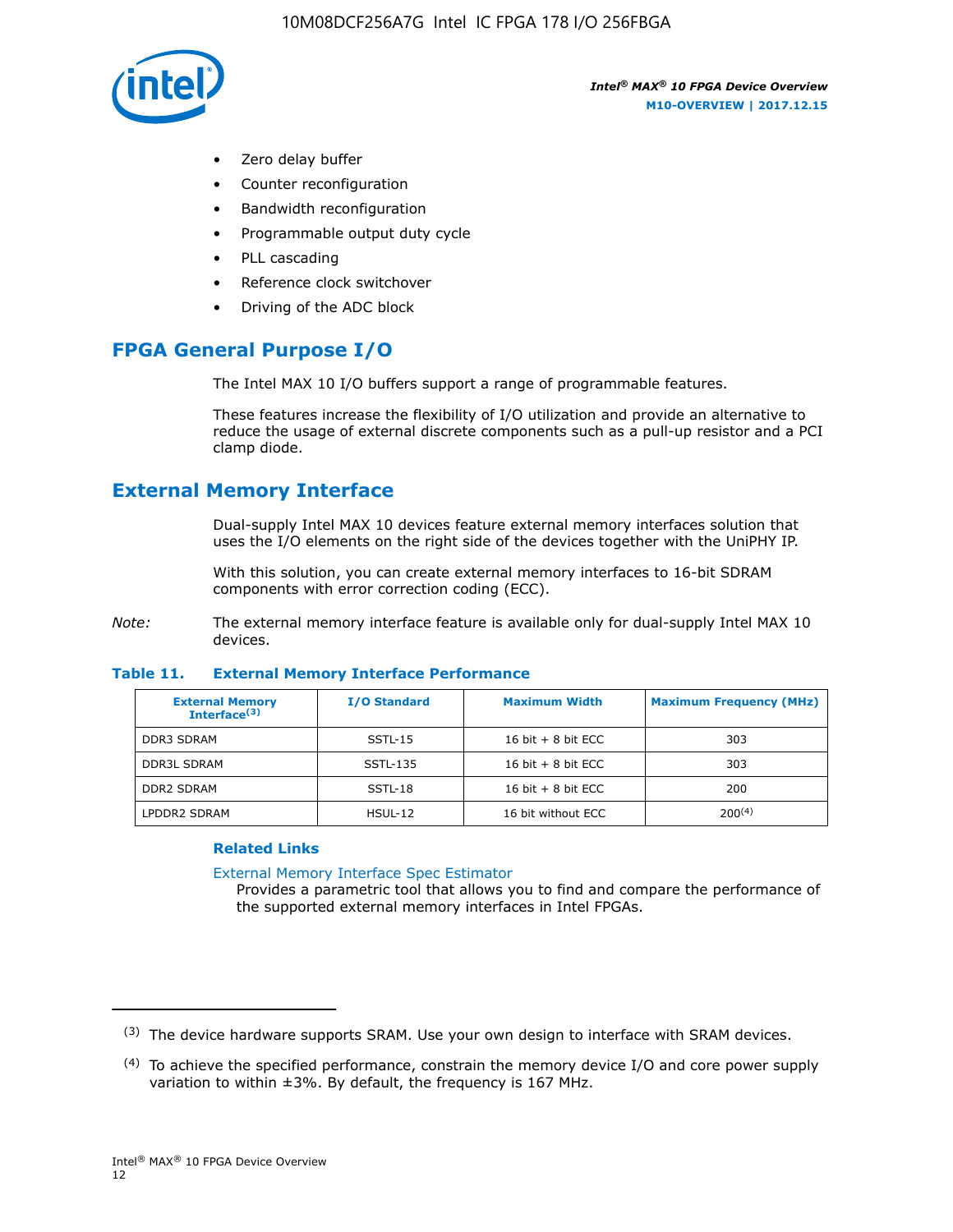- Zero delay buffer
- Counter reconfiguration
- Bandwidth reconfiguration
- Programmable output duty cycle
- PLL cascading
- Reference clock switchover
- Driving of the ADC block

## FPGA General Purpose I/O

The Intel MAX 10 I/O buffers support a range of programmable features.

These features increase the flexibility of I/O utilization and provide an alternative to reduce the usage of external discrete components such as a pull-up resistor and a PCI clamp diode.

## External Memory Interface

Dual-supply Intel MAX 10 devices feature external memory interfaces solution that uses the I/O elements on the right side of the devices together with the UniPHY IP.

With this solution, you can create external memory interfaces to 16-bit SDRAM components with error correction coding (ECC).

*Note:* The external memory interface feature is available only for dual-supply Intel MAX 10 devices.

**Table 11. External Memory Interface Performance**

| External Memory Interface(3) | I/O Standard | Maximum Width | Maximum Frequency (MHz) |
|---|---|---|---|
| DDR3 SDRAM | SSTL-15 | 16 bit + 8 bit ECC | 303 |
| DDR3L SDRAM | SSTL-135 | 16 bit + 8 bit ECC | 303 |
| DDR2 SDRAM | SSTL-18 | 16 bit + 8 bit ECC | 200 |
| LPDDR2 SDRAM | HSUL-12 | 16 bit without ECC | 200(4) |

### Related Links

External Memory Interface Spec Estimator
Provides a parametric tool that allows you to find and compare the performance of the supported external memory interfaces in Intel FPGAs.

(3) The device hardware supports SRAM. Use your own design to interface with SRAM devices.

(4) To achieve the specified performance, constrain the memory device I/O and core power supply variation to within ±3%. By default, the frequency is 167 MHz.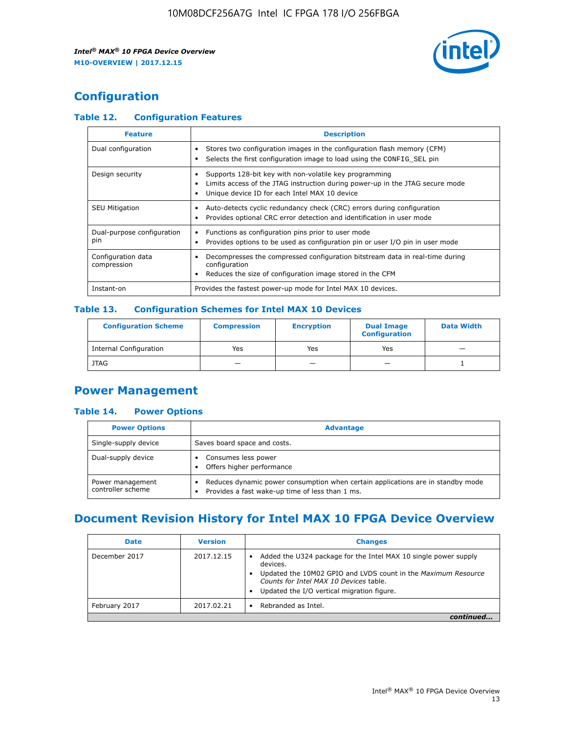# Configuration

### Table 12. Configuration Features

| Feature | Description |
|---|---|
| Dual configuration | • Stores two configuration images in the configuration flash memory (CFM)<br>• Selects the first configuration image to load using the CONFIG_SEL pin |
| Design security | • Supports 128-bit key with non-volatile key programming<br>• Limits access of the JTAG instruction during power-up in the JTAG secure mode<br>• Unique device ID for each Intel MAX 10 device |
| SEU Mitigation | • Auto-detects cyclic redundancy check (CRC) errors during configuration<br>• Provides optional CRC error detection and identification in user mode |
| Dual-purpose configuration pin | • Functions as configuration pins prior to user mode<br>• Provides options to be used as configuration pin or user I/O pin in user mode |
| Configuration data compression | • Decompresses the compressed configuration bitstream data in real-time during configuration<br>• Reduces the size of configuration image stored in the CFM |
| Instant-on | Provides the fastest power-up mode for Intel MAX 10 devices. |

### Table 13. Configuration Schemes for Intel MAX 10 Devices

| Configuration Scheme | Compression | Encryption | Dual Image Configuration | Data Width |
|---|---|---|---|---|
| Internal Configuration | Yes | Yes | Yes | — |
| JTAG | — | — | — | 1 |

# Power Management

### Table 14. Power Options

| Power Options | Advantage |
|---|---|
| Single-supply device | Saves board space and costs. |
| Dual-supply device | • Consumes less power<br>• Offers higher performance |
| Power management controller scheme | • Reduces dynamic power consumption when certain applications are in standby mode<br>• Provides a fast wake-up time of less than 1 ms. |

# Document Revision History for Intel MAX 10 FPGA Device Overview

| Date | Version | Changes |
|---|---|---|
| December 2017 | 2017.12.15 | • Added the U324 package for the Intel MAX 10 single power supply devices.<br>• Updated the 10M02 GPIO and LVDS count in the *Maximum Resource Counts for Intel MAX 10 Devices* table.<br>• Updated the I/O vertical migration figure. |
| February 2017 | 2017.02.21 | • Rebranded as Intel. |

*continued...*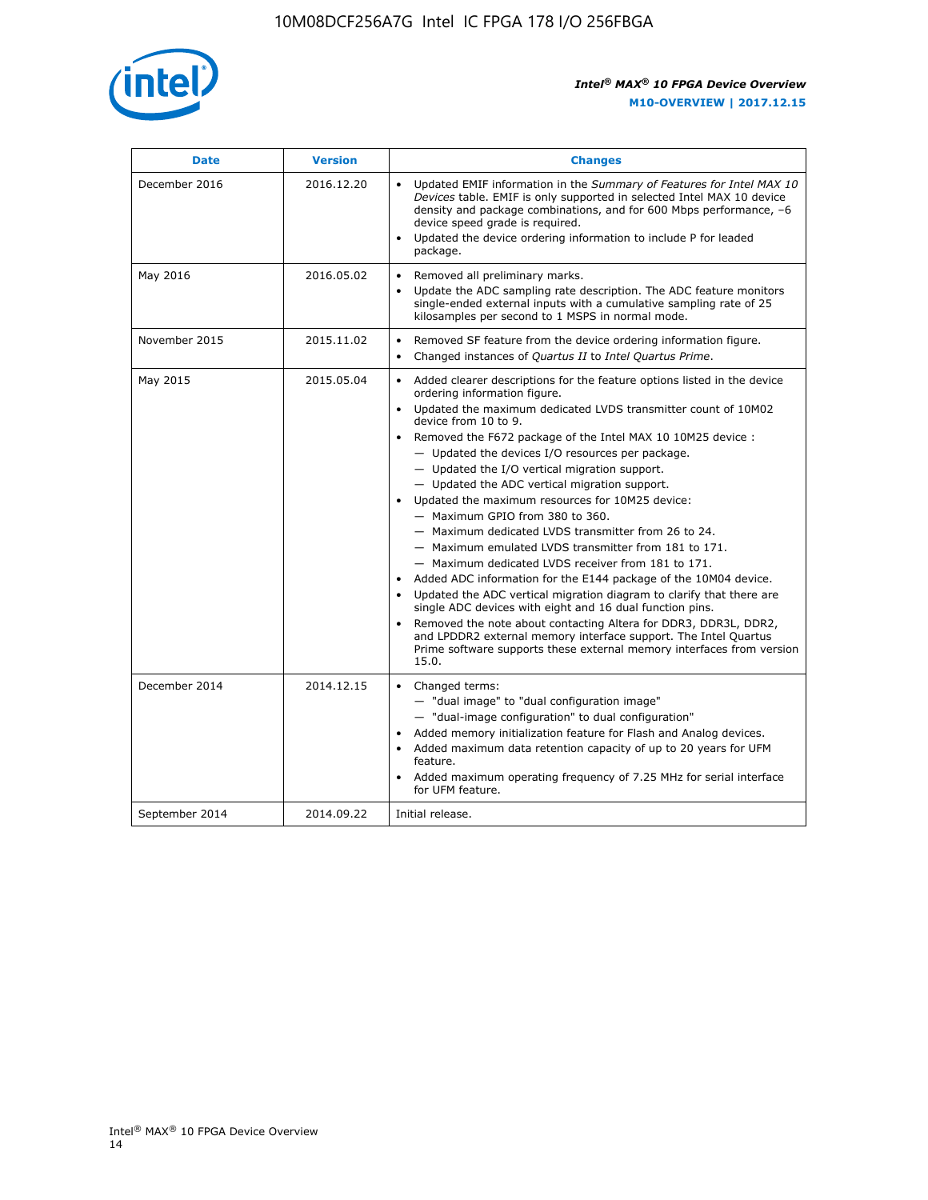| Date | Version | Changes |
| --- | --- | --- |
| December 2016 | 2016.12.20 | • Updated EMIF information in the *Summary of Features for Intel MAX 10 Devices* table. EMIF is only supported in selected Intel MAX 10 device density and package combinations, and for 600 Mbps performance, –6 device speed grade is required.<br>• Updated the device ordering information to include P for leaded package. |
| May 2016 | 2016.05.02 | • Removed all preliminary marks.<br>• Update the ADC sampling rate description. The ADC feature monitors single-ended external inputs with a cumulative sampling rate of 25 kilosamples per second to 1 MSPS in normal mode. |
| November 2015 | 2015.11.02 | • Removed SF feature from the device ordering information figure.<br>• Changed instances of *Quartus II* to *Intel Quartus Prime*. |
| May 2015 | 2015.05.04 | • Added clearer descriptions for the feature options listed in the device ordering information figure.<br>• Updated the maximum dedicated LVDS transmitter count of 10M02 device from 10 to 9.<br>• Removed the F672 package of the Intel MAX 10 10M25 device :<br>— Updated the devices I/O resources per package.<br>— Updated the I/O vertical migration support.<br>— Updated the ADC vertical migration support.<br>• Updated the maximum resources for 10M25 device:<br>— Maximum GPIO from 380 to 360.<br>— Maximum dedicated LVDS transmitter from 26 to 24.<br>— Maximum emulated LVDS transmitter from 181 to 171.<br>— Maximum dedicated LVDS receiver from 181 to 171.<br>• Added ADC information for the E144 package of the 10M04 device.<br>• Updated the ADC vertical migration diagram to clarify that there are single ADC devices with eight and 16 dual function pins.<br>• Removed the note about contacting Altera for DDR3, DDR3L, DDR2, and LPDDR2 external memory interface support. The Intel Quartus Prime software supports these external memory interfaces from version 15.0. |
| December 2014 | 2014.12.15 | • Changed terms:<br>— "dual image" to "dual configuration image"<br>— "dual-image configuration" to dual configuration"<br>• Added memory initialization feature for Flash and Analog devices.<br>• Added maximum data retention capacity of up to 20 years for UFM feature.<br>• Added maximum operating frequency of 7.25 MHz for serial interface for UFM feature. |
| September 2014 | 2014.09.22 | Initial release. |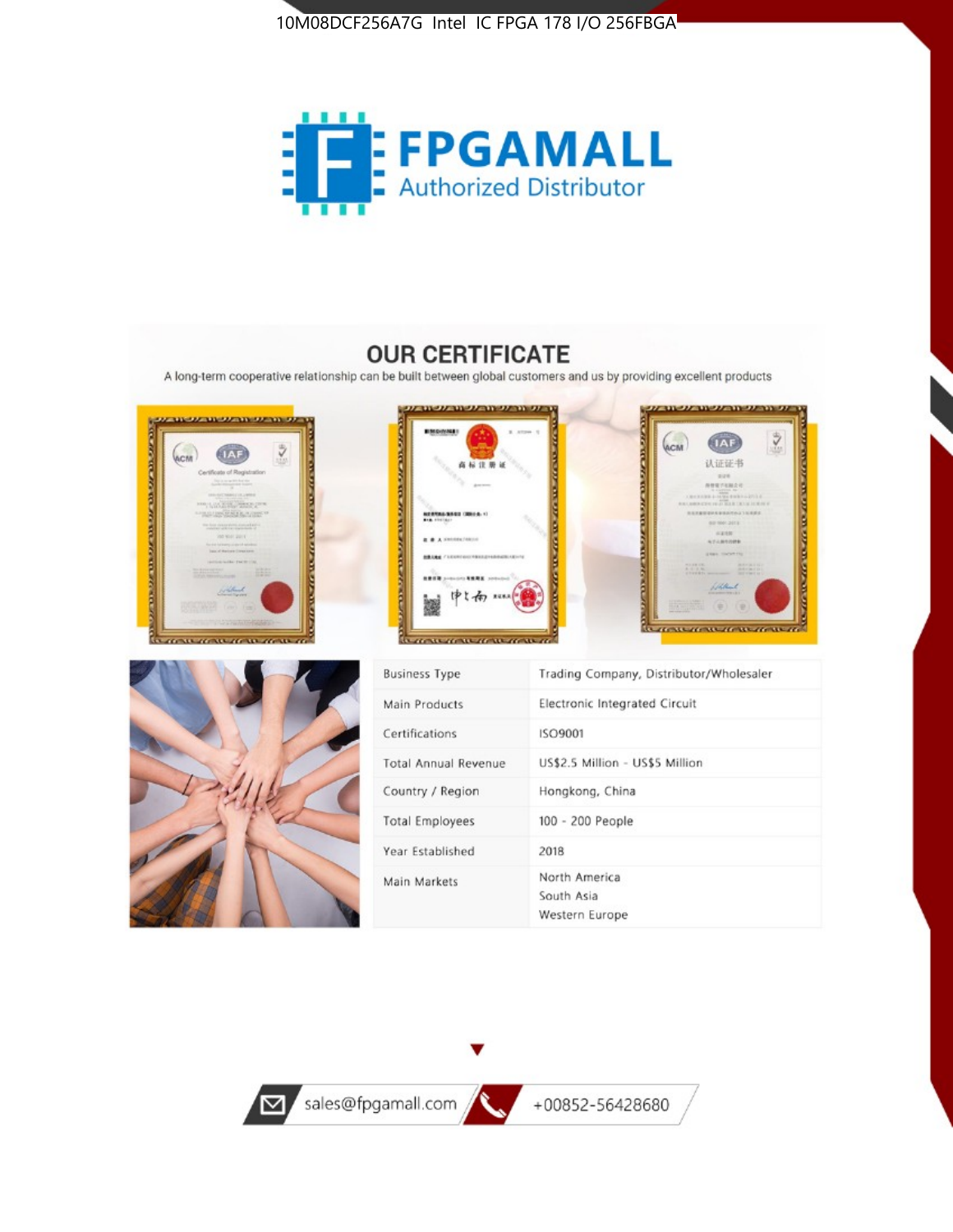FPGAMALL

Authorized Distributor

## OUR CERTIFICATE

A long-term cooperative relationship can be built between global customers and us by providing excellent products

| | |
|---|---|
| Business Type | Trading Company, Distributor/Wholesaler |
| Main Products | Electronic Integrated Circuit |
| Certifications | ISO9001 |
| Total Annual Revenue | US$2.5 Million - US$5 Million |
| Country / Region | Hongkong, China |
| Total Employees | 100 - 200 People |
| Year Established | 2018 |
| Main Markets | North America<br>South Asia<br>Western Europe |

sales@fpgamall.com

+00852-56428680